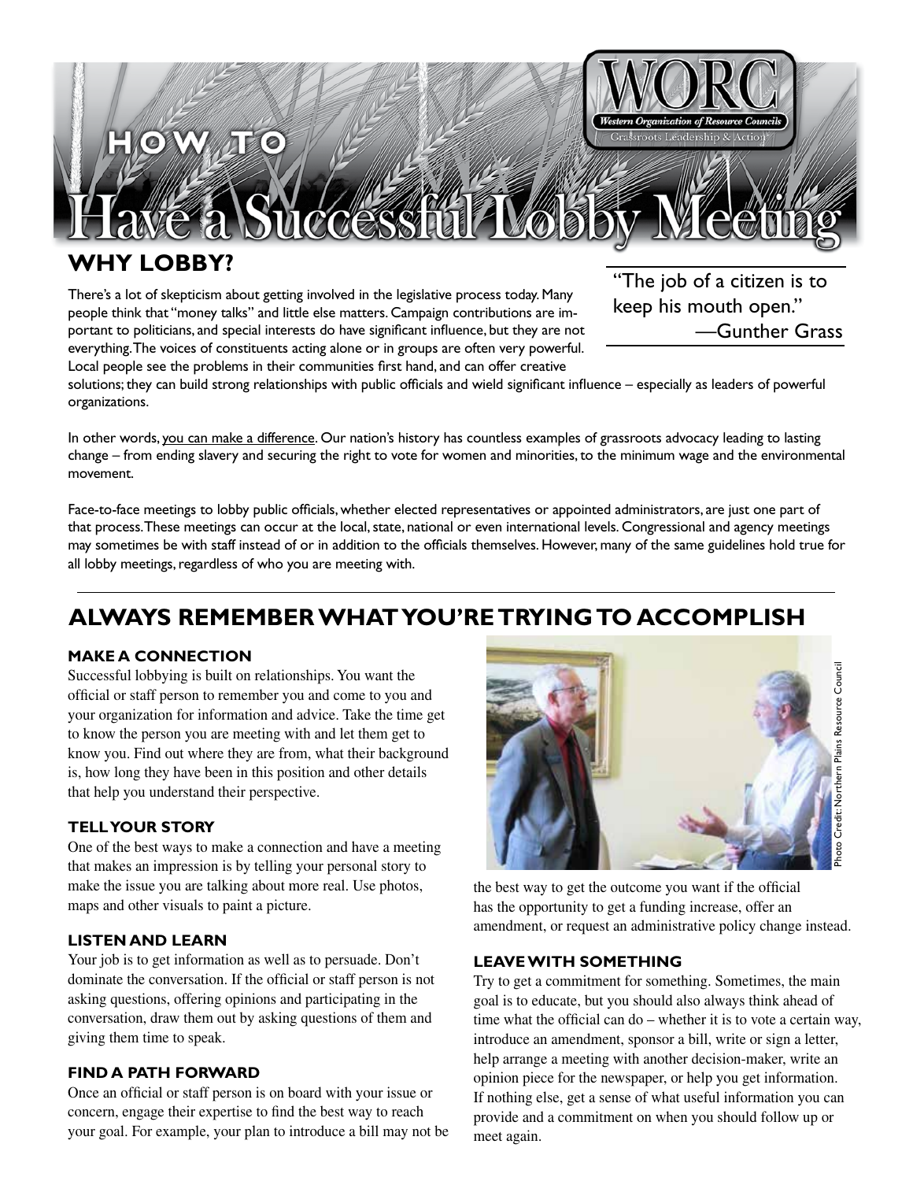# How to Have a Successful Lobby Meeting

WORC — Western Organization of Resource Councils — Grassroots Leadership & Action

## WHY LOBBY?

> "The job of a citizen is to keep his mouth open."
> —Gunther Grass

There's a lot of skepticism about getting involved in the legislative process today. Many people think that "money talks" and little else matters. Campaign contributions are important to politicians, and special interests do have significant influence, but they are not everything. The voices of constituents acting alone or in groups are often very powerful. Local people see the problems in their communities first hand, and can offer creative solutions; they can build strong relationships with public officials and wield significant influence – especially as leaders of powerful organizations.

In other words, you can make a difference. Our nation's history has countless examples of grassroots advocacy leading to lasting change – from ending slavery and securing the right to vote for women and minorities, to the minimum wage and the environmental movement.

Face-to-face meetings to lobby public officials, whether elected representatives or appointed administrators, are just one part of that process. These meetings can occur at the local, state, national or even international levels. Congressional and agency meetings may sometimes be with staff instead of or in addition to the officials themselves. However, many of the same guidelines hold true for all lobby meetings, regardless of who you are meeting with.

## ALWAYS REMEMBER WHAT YOU'RE TRYING TO ACCOMPLISH

### MAKE A CONNECTION

Successful lobbying is built on relationships. You want the official or staff person to remember you and come to you and your organization for information and advice. Take the time get to know the person you are meeting with and let them get to know you. Find out where they are from, what their background is, how long they have been in this position and other details that help you understand their perspective.

### TELL YOUR STORY

One of the best ways to make a connection and have a meeting that makes an impression is by telling your personal story to make the issue you are talking about more real. Use photos, maps and other visuals to paint a picture.

### LISTEN AND LEARN

Your job is to get information as well as to persuade. Don't dominate the conversation. If the official or staff person is not asking questions, offering opinions and participating in the conversation, draw them out by asking questions of them and giving them time to speak.

### FIND A PATH FORWARD

Once an official or staff person is on board with your issue or concern, engage their expertise to find the best way to reach your goal. For example, your plan to introduce a bill may not be the best way to get the outcome you want if the official has the opportunity to get a funding increase, offer an amendment, or request an administrative policy change instead.

Photo Credit: Northern Plains Resource Council

### LEAVE WITH SOMETHING

Try to get a commitment for something. Sometimes, the main goal is to educate, but you should also always think ahead of time what the official can do – whether it is to vote a certain way, introduce an amendment, sponsor a bill, write or sign a letter, help arrange a meeting with another decision-maker, write an opinion piece for the newspaper, or help you get information. If nothing else, get a sense of what useful information you can provide and a commitment on when you should follow up or meet again.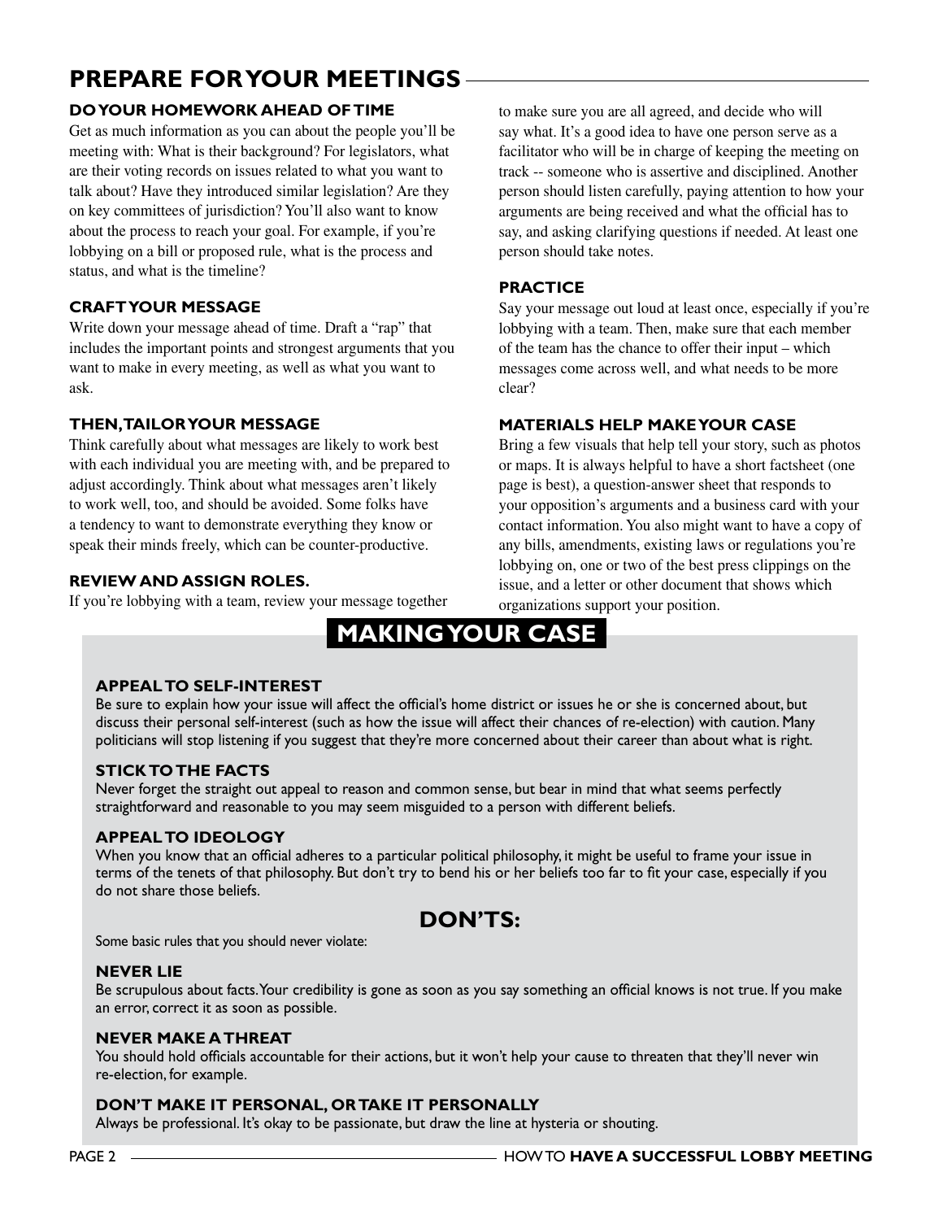## PREPARE FOR YOUR MEETINGS

### DO YOUR HOMEWORK AHEAD OF TIME

Get as much information as you can about the people you'll be meeting with: What is their background? For legislators, what are their voting records on issues related to what you want to talk about? Have they introduced similar legislation? Are they on key committees of jurisdiction? You'll also want to know about the process to reach your goal. For example, if you're lobbying on a bill or proposed rule, what is the process and status, and what is the timeline?

### CRAFT YOUR MESSAGE

Write down your message ahead of time. Draft a "rap" that includes the important points and strongest arguments that you want to make in every meeting, as well as what you want to ask.

### THEN, TAILOR YOUR MESSAGE

Think carefully about what messages are likely to work best with each individual you are meeting with, and be prepared to adjust accordingly. Think about what messages aren't likely to work well, too, and should be avoided. Some folks have a tendency to want to demonstrate everything they know or speak their minds freely, which can be counter-productive.

### REVIEW AND ASSIGN ROLES.

If you're lobbying with a team, review your message together to make sure you are all agreed, and decide who will say what. It's a good idea to have one person serve as a facilitator who will be in charge of keeping the meeting on track -- someone who is assertive and disciplined. Another person should listen carefully, paying attention to how your arguments are being received and what the official has to say, and asking clarifying questions if needed. At least one person should take notes.

### PRACTICE

Say your message out loud at least once, especially if you're lobbying with a team. Then, make sure that each member of the team has the chance to offer their input – which messages come across well, and what needs to be more clear?

### MATERIALS HELP MAKE YOUR CASE

Bring a few visuals that help tell your story, such as photos or maps. It is always helpful to have a short factsheet (one page is best), a question-answer sheet that responds to your opposition's arguments and a business card with your contact information. You also might want to have a copy of any bills, amendments, existing laws or regulations you're lobbying on, one or two of the best press clippings on the issue, and a letter or other document that shows which organizations support your position.

## MAKING YOUR CASE

### APPEAL TO SELF-INTEREST

Be sure to explain how your issue will affect the official's home district or issues he or she is concerned about, but discuss their personal self-interest (such as how the issue will affect their chances of re-election) with caution. Many politicians will stop listening if you suggest that they're more concerned about their career than about what is right.

### STICK TO THE FACTS

Never forget the straight out appeal to reason and common sense, but bear in mind that what seems perfectly straightforward and reasonable to you may seem misguided to a person with different beliefs.

### APPEAL TO IDEOLOGY

When you know that an official adheres to a particular political philosophy, it might be useful to frame your issue in terms of the tenets of that philosophy. But don't try to bend his or her beliefs too far to fit your case, especially if you do not share those beliefs.

## DON'TS:

Some basic rules that you should never violate:

### NEVER LIE

Be scrupulous about facts. Your credibility is gone as soon as you say something an official knows is not true. If you make an error, correct it as soon as possible.

### NEVER MAKE A THREAT

You should hold officials accountable for their actions, but it won't help your cause to threaten that they'll never win re-election, for example.

### DON'T MAKE IT PERSONAL, OR TAKE IT PERSONALLY

Always be professional. It's okay to be passionate, but draw the line at hysteria or shouting.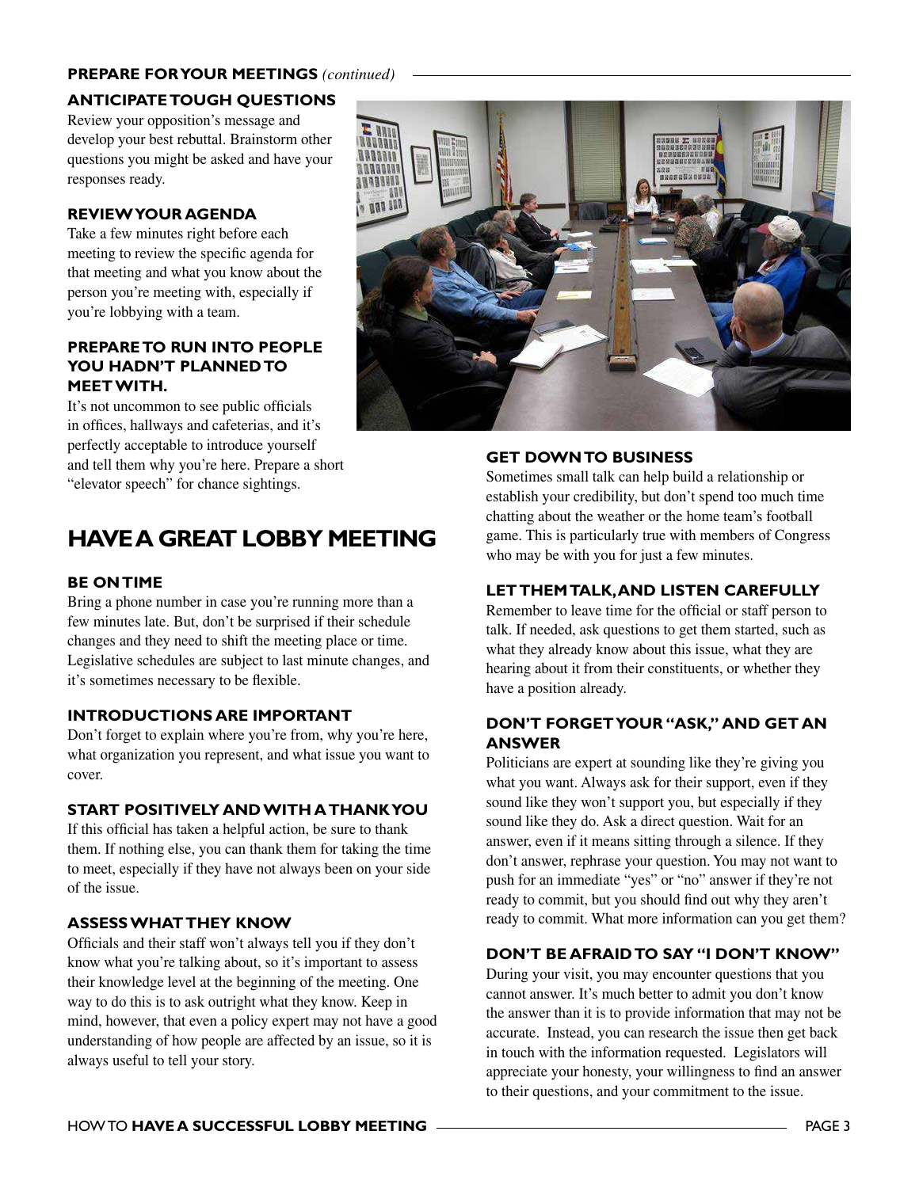## PREPARE FOR YOUR MEETINGS *(continued)*

### ANTICIPATE TOUGH QUESTIONS

Review your opposition's message and develop your best rebuttal. Brainstorm other questions you might be asked and have your responses ready.

### REVIEW YOUR AGENDA

Take a few minutes right before each meeting to review the specific agenda for that meeting and what you know about the person you're meeting with, especially if you're lobbying with a team.

### PREPARE TO RUN INTO PEOPLE YOU HADN'T PLANNED TO MEET WITH.

It's not uncommon to see public officials in offices, hallways and cafeterias, and it's perfectly acceptable to introduce yourself and tell them why you're here. Prepare a short "elevator speech" for chance sightings.

# HAVE A GREAT LOBBY MEETING

### BE ON TIME

Bring a phone number in case you're running more than a few minutes late. But, don't be surprised if their schedule changes and they need to shift the meeting place or time. Legislative schedules are subject to last minute changes, and it's sometimes necessary to be flexible.

### INTRODUCTIONS ARE IMPORTANT

Don't forget to explain where you're from, why you're here, what organization you represent, and what issue you want to cover.

### START POSITIVELY AND WITH A THANK YOU

If this official has taken a helpful action, be sure to thank them. If nothing else, you can thank them for taking the time to meet, especially if they have not always been on your side of the issue.

### ASSESS WHAT THEY KNOW

Officials and their staff won't always tell you if they don't know what you're talking about, so it's important to assess their knowledge level at the beginning of the meeting. One way to do this is to ask outright what they know. Keep in mind, however, that even a policy expert may not have a good understanding of how people are affected by an issue, so it is always useful to tell your story.

### GET DOWN TO BUSINESS

Sometimes small talk can help build a relationship or establish your credibility, but don't spend too much time chatting about the weather or the home team's football game. This is particularly true with members of Congress who may be with you for just a few minutes.

### LET THEM TALK, AND LISTEN CAREFULLY

Remember to leave time for the official or staff person to talk. If needed, ask questions to get them started, such as what they already know about this issue, what they are hearing about it from their constituents, or whether they have a position already.

### DON'T FORGET YOUR "ASK," AND GET AN ANSWER

Politicians are expert at sounding like they're giving you what you want. Always ask for their support, even if they sound like they won't support you, but especially if they sound like they do. Ask a direct question. Wait for an answer, even if it means sitting through a silence. If they don't answer, rephrase your question. You may not want to push for an immediate "yes" or "no" answer if they're not ready to commit, but you should find out why they aren't ready to commit. What more information can you get them?

### DON'T BE AFRAID TO SAY "I DON'T KNOW"

During your visit, you may encounter questions that you cannot answer. It's much better to admit you don't know the answer than it is to provide information that may not be accurate. Instead, you can research the issue then get back in touch with the information requested. Legislators will appreciate your honesty, your willingness to find an answer to their questions, and your commitment to the issue.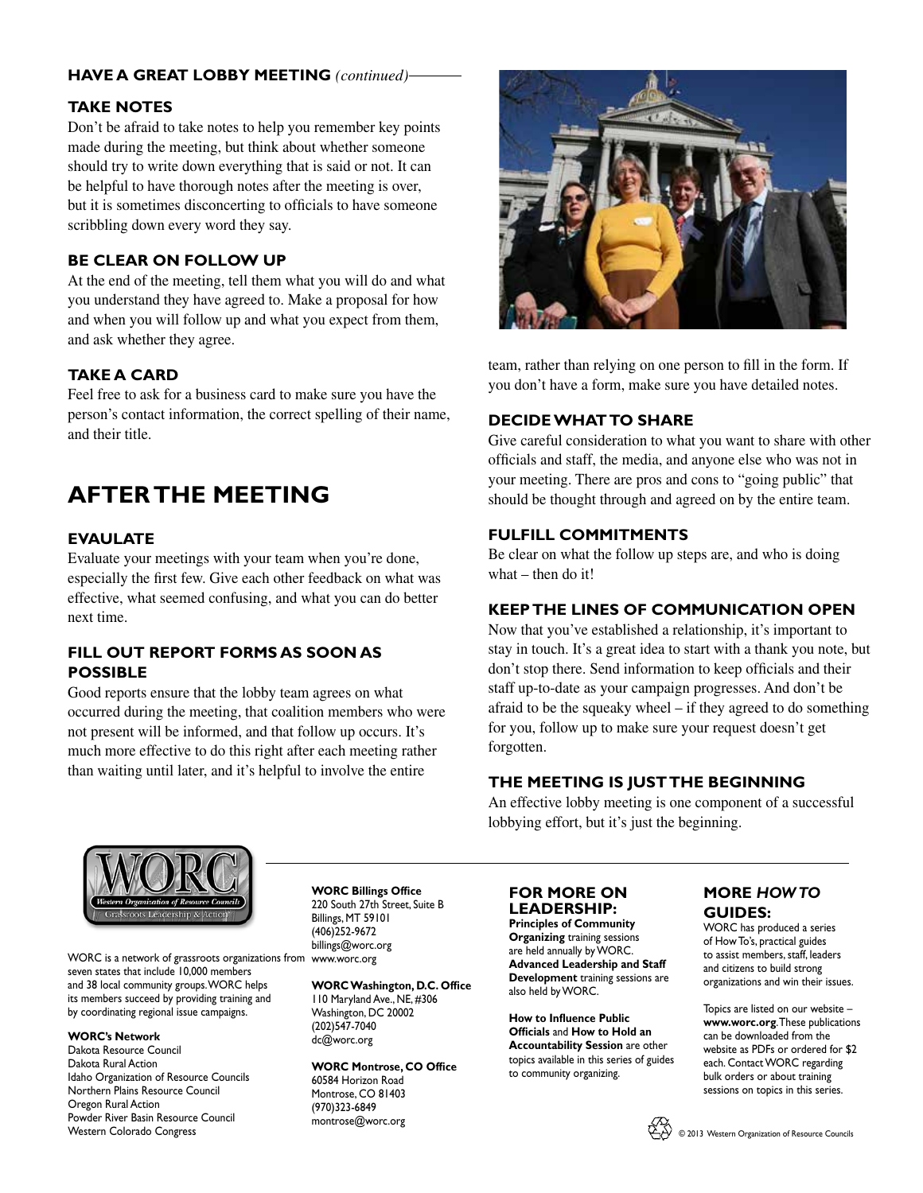### HAVE A GREAT LOBBY MEETING *(continued)*

### TAKE NOTES

Don't be afraid to take notes to help you remember key points made during the meeting, but think about whether someone should try to write down everything that is said or not. It can be helpful to have thorough notes after the meeting is over, but it is sometimes disconcerting to officials to have someone scribbling down every word they say.

### BE CLEAR ON FOLLOW UP

At the end of the meeting, tell them what you will do and what you understand they have agreed to. Make a proposal for how and when you will follow up and what you expect from them, and ask whether they agree.

### TAKE A CARD

Feel free to ask for a business card to make sure you have the person's contact information, the correct spelling of their name, and their title.

## AFTER THE MEETING

### EVAULATE

Evaluate your meetings with your team when you're done, especially the first few. Give each other feedback on what was effective, what seemed confusing, and what you can do better next time.

### FILL OUT REPORT FORMS AS SOON AS POSSIBLE

Good reports ensure that the lobby team agrees on what occurred during the meeting, that coalition members who were not present will be informed, and that follow up occurs. It's much more effective to do this right after each meeting rather than waiting until later, and it's helpful to involve the entire team, rather than relying on one person to fill in the form. If you don't have a form, make sure you have detailed notes.

### DECIDE WHAT TO SHARE

Give careful consideration to what you want to share with other officials and staff, the media, and anyone else who was not in your meeting. There are pros and cons to "going public" that should be thought through and agreed on by the entire team.

### FULFILL COMMITMENTS

Be clear on what the follow up steps are, and who is doing what – then do it!

### KEEP THE LINES OF COMMUNICATION OPEN

Now that you've established a relationship, it's important to stay in touch. It's a great idea to start with a thank you note, but don't stop there. Send information to keep officials and their staff up-to-date as your campaign progresses. And don't be afraid to be the squeaky wheel – if they agreed to do something for you, follow up to make sure your request doesn't get forgotten.

### THE MEETING IS JUST THE BEGINNING

An effective lobby meeting is one component of a successful lobbying effort, but it's just the beginning.

---

WORC — Western Organization of Resource Councils — Grassroots Leadership & Action

WORC is a network of grassroots organizations from seven states that include 10,000 members and 38 local community groups. WORC helps its members succeed by providing training and by coordinating regional issue campaigns.

**WORC's Network**
Dakota Resource Council
Dakota Rural Action
Idaho Organization of Resource Councils
Northern Plains Resource Council
Oregon Rural Action
Powder River Basin Resource Council
Western Colorado Congress

**WORC Billings Office**
220 South 27th Street, Suite B
Billings, MT 59101
(406)252-9672
billings@worc.org
www.worc.org

**WORC Washington, D.C. Office**
110 Maryland Ave., NE, #306
Washington, DC 20002
(202)547-7040
dc@worc.org

**WORC Montrose, CO Office**
60584 Horizon Road
Montrose, CO 81403
(970)323-6849
montrose@worc.org

### FOR MORE ON LEADERSHIP:

**Principles of Community Organizing** training sessions are held annually by WORC. **Advanced Leadership and Staff Development** training sessions are also held by WORC.

**How to Influence Public Officials** and **How to Hold an Accountability Session** are other topics available in this series of guides to community organizing.

### MORE *HOW TO* GUIDES:

WORC has produced a series of How To's, practical guides to assist members, staff, leaders and citizens to build strong organizations and win their issues.

Topics are listed on our website – **www.worc.org**. These publications can be downloaded from the website as PDFs or ordered for $2 each. Contact WORC regarding bulk orders or about training sessions on topics in this series.

© 2013 Western Organization of Resource Councils